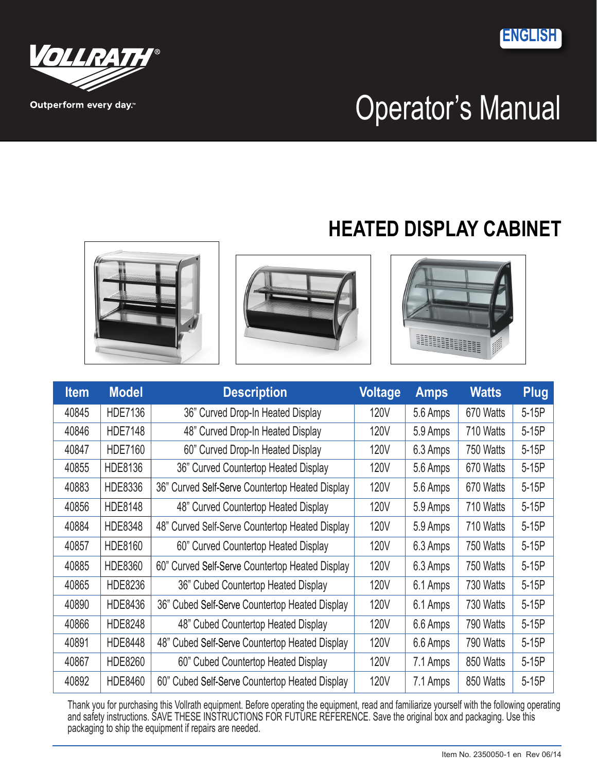ENGLISH

VOLLRATH®

Outperform every day.™

# Operator's Manual

## HEATED DISPLAY CABINET

| Item | Model | Description | Voltage | Amps | Watts | Plug |
|---|---|---|---|---|---|---|
| 40845 | HDE7136 | 36" Curved Drop-In Heated Display | 120V | 5.6 Amps | 670 Watts | 5-15P |
| 40846 | HDE7148 | 48" Curved Drop-In Heated Display | 120V | 5.9 Amps | 710 Watts | 5-15P |
| 40847 | HDE7160 | 60" Curved Drop-In Heated Display | 120V | 6.3 Amps | 750 Watts | 5-15P |
| 40855 | HDE8136 | 36" Curved Countertop Heated Display | 120V | 5.6 Amps | 670 Watts | 5-15P |
| 40883 | HDE8336 | 36" Curved Self-Serve Countertop Heated Display | 120V | 5.6 Amps | 670 Watts | 5-15P |
| 40856 | HDE8148 | 48" Curved Countertop Heated Display | 120V | 5.9 Amps | 710 Watts | 5-15P |
| 40884 | HDE8348 | 48" Curved Self-Serve Countertop Heated Display | 120V | 5.9 Amps | 710 Watts | 5-15P |
| 40857 | HDE8160 | 60" Curved Countertop Heated Display | 120V | 6.3 Amps | 750 Watts | 5-15P |
| 40885 | HDE8360 | 60" Curved Self-Serve Countertop Heated Display | 120V | 6.3 Amps | 750 Watts | 5-15P |
| 40865 | HDE8236 | 36" Cubed Countertop Heated Display | 120V | 6.1 Amps | 730 Watts | 5-15P |
| 40890 | HDE8436 | 36" Cubed Self-Serve Countertop Heated Display | 120V | 6.1 Amps | 730 Watts | 5-15P |
| 40866 | HDE8248 | 48" Cubed Countertop Heated Display | 120V | 6.6 Amps | 790 Watts | 5-15P |
| 40891 | HDE8448 | 48" Cubed Self-Serve Countertop Heated Display | 120V | 6.6 Amps | 790 Watts | 5-15P |
| 40867 | HDE8260 | 60" Cubed Countertop Heated Display | 120V | 7.1 Amps | 850 Watts | 5-15P |
| 40892 | HDE8460 | 60" Cubed Self-Serve Countertop Heated Display | 120V | 7.1 Amps | 850 Watts | 5-15P |

Thank you for purchasing this Vollrath equipment. Before operating the equipment, read and familiarize yourself with the following operating and safety instructions. SAVE THESE INSTRUCTIONS FOR FUTURE REFERENCE. Save the original box and packaging. Use this packaging to ship the equipment if repairs are needed.

Item No. 2350050-1 en Rev 06/14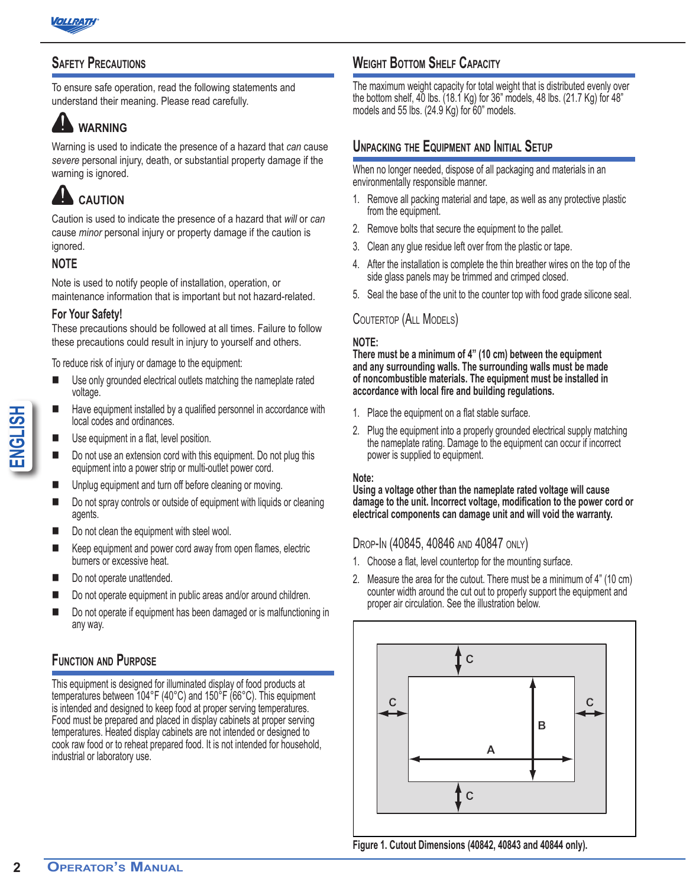## Safety Precautions

To ensure safe operation, read the following statements and understand their meaning. Please read carefully.

### WARNING

Warning is used to indicate the presence of a hazard that *can* cause *severe* personal injury, death, or substantial property damage if the warning is ignored.

### CAUTION

Caution is used to indicate the presence of a hazard that *will* or *can* cause *minor* personal injury or property damage if the caution is ignored.

### NOTE

Note is used to notify people of installation, operation, or maintenance information that is important but not hazard-related.

### For Your Safety!

These precautions should be followed at all times. Failure to follow these precautions could result in injury to yourself and others.

To reduce risk of injury or damage to the equipment:

- Use only grounded electrical outlets matching the nameplate rated voltage.
- Have equipment installed by a qualified personnel in accordance with local codes and ordinances.
- Use equipment in a flat, level position.
- Do not use an extension cord with this equipment. Do not plug this equipment into a power strip or multi-outlet power cord.
- Unplug equipment and turn off before cleaning or moving.
- Do not spray controls or outside of equipment with liquids or cleaning agents.
- Do not clean the equipment with steel wool.
- Keep equipment and power cord away from open flames, electric burners or excessive heat.
- Do not operate unattended.
- Do not operate equipment in public areas and/or around children.
- Do not operate if equipment has been damaged or is malfunctioning in any way.

## Function and Purpose

This equipment is designed for illuminated display of food products at temperatures between 104°F (40°C) and 150°F (66°C). This equipment is intended and designed to keep food at proper serving temperatures. Food must be prepared and placed in display cabinets at proper serving temperatures. Heated display cabinets are not intended or designed to cook raw food or to reheat prepared food. It is not intended for household, industrial or laboratory use.

## Weight Bottom Shelf Capacity

The maximum weight capacity for total weight that is distributed evenly over the bottom shelf, 40 lbs. (18.1 Kg) for 36" models, 48 lbs. (21.7 Kg) for 48" models and 55 lbs. (24.9 Kg) for 60" models.

## Unpacking the Equipment and Initial Setup

When no longer needed, dispose of all packaging and materials in an environmentally responsible manner.

1. Remove all packing material and tape, as well as any protective plastic from the equipment.
2. Remove bolts that secure the equipment to the pallet.
3. Clean any glue residue left over from the plastic or tape.
4. After the installation is complete the thin breather wires on the top of the side glass panels may be trimmed and crimped closed.
5. Seal the base of the unit to the counter top with food grade silicone seal.

### Coutertop (All Models)

**NOTE:**
**There must be a minimum of 4" (10 cm) between the equipment and any surrounding walls. The surrounding walls must be made of noncombustible materials. The equipment must be installed in accordance with local fire and building regulations.**

1. Place the equipment on a flat stable surface.
2. Plug the equipment into a properly grounded electrical supply matching the nameplate rating. Damage to the equipment can occur if incorrect power is supplied to equipment.

**Note:**
**Using a voltage other than the nameplate rated voltage will cause damage to the unit. Incorrect voltage, modification to the power cord or electrical components can damage unit and will void the warranty.**

### Drop-In (40845, 40846 and 40847 only)

1. Choose a flat, level countertop for the mounting surface.
2. Measure the area for the cutout. There must be a minimum of 4" (10 cm) counter width around the cut out to properly support the equipment and proper air circulation. See the illustration below.

C C C C B A

**Figure 1. Cutout Dimensions (40842, 40843 and 40844 only).**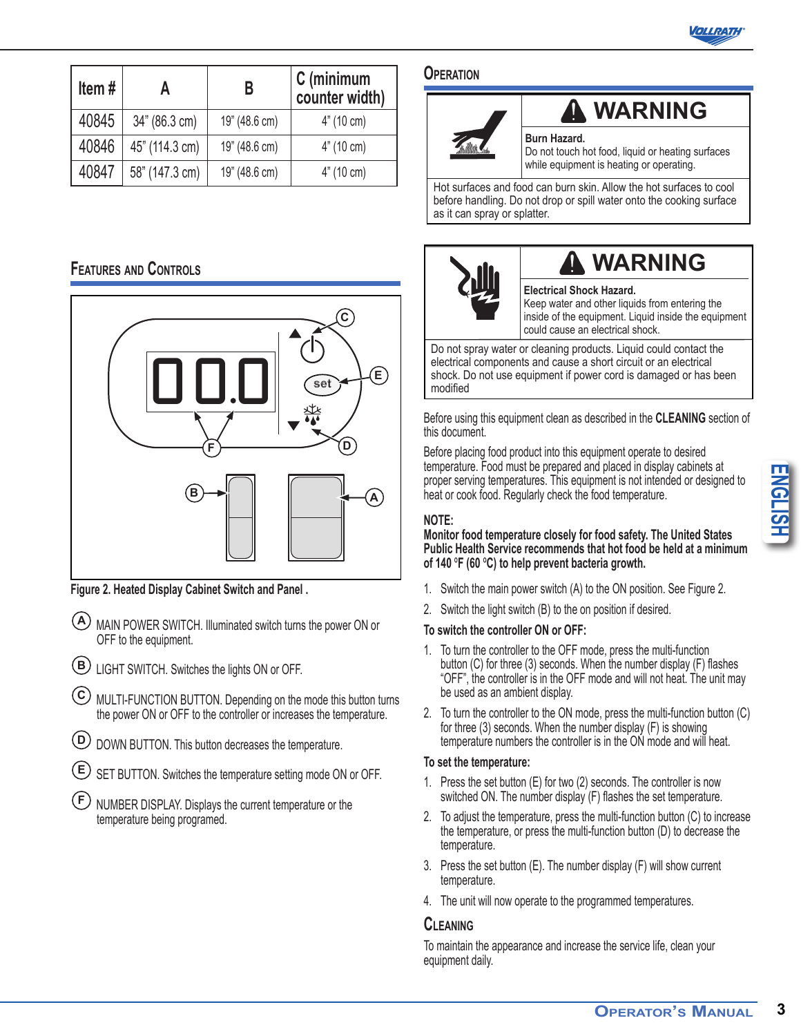| Item # | A | B | C (minimum counter width) |
|---|---|---|---|
| 40845 | 34" (86.3 cm) | 19" (48.6 cm) | 4" (10 cm) |
| 40846 | 45" (114.3 cm) | 19" (48.6 cm) | 4" (10 cm) |
| 40847 | 58" (147.3 cm) | 19" (48.6 cm) | 4" (10 cm) |

## Features and Controls

Figure 2. Heated Display Cabinet Switch and Panel .

- (A) MAIN POWER SWITCH. Illuminated switch turns the power ON or OFF to the equipment.
- (B) LIGHT SWITCH. Switches the lights ON or OFF.
- (C) MULTI-FUNCTION BUTTON. Depending on the mode this button turns the power ON or OFF to the controller or increases the temperature.
- (D) DOWN BUTTON. This button decreases the temperature.
- (E) SET BUTTON. Switches the temperature setting mode ON or OFF.
- (F) NUMBER DISPLAY. Displays the current temperature or the temperature being programed.

## Operation

**⚠ WARNING**

**Burn Hazard.**
Do not touch hot food, liquid or heating surfaces while equipment is heating or operating.

Hot surfaces and food can burn skin. Allow the hot surfaces to cool before handling. Do not drop or spill water onto the cooking surface as it can spray or splatter.

**⚠ WARNING**

**Electrical Shock Hazard.**
Keep water and other liquids from entering the inside of the equipment. Liquid inside the equipment could cause an electrical shock.

Do not spray water or cleaning products. Liquid could contact the electrical components and cause a short circuit or an electrical shock. Do not use equipment if power cord is damaged or has been modified

Before using this equipment clean as described in the **CLEANING** section of this document.

Before placing food product into this equipment operate to desired temperature. Food must be prepared and placed in display cabinets at proper serving temperatures. This equipment is not intended or designed to heat or cook food. Regularly check the food temperature.

**NOTE:**
**Monitor food temperature closely for food safety. The United States Public Health Service recommends that hot food be held at a minimum of 140 °F (60 °C) to help prevent bacteria growth.**

1. Switch the main power switch (A) to the ON position. See Figure 2.
2. Switch the light switch (B) to the on position if desired.

**To switch the controller ON or OFF:**

1. To turn the controller to the OFF mode, press the multi-function button (C) for three (3) seconds. When the number display (F) flashes "OFF", the controller is in the OFF mode and will not heat. The unit may be used as an ambient display.
2. To turn the controller to the ON mode, press the multi-function button (C) for three (3) seconds. When the number display (F) is showing temperature numbers the controller is in the ON mode and will heat.

**To set the temperature:**

1. Press the set button (E) for two (2) seconds. The controller is now switched ON. The number display (F) flashes the set temperature.
2. To adjust the temperature, press the multi-function button (C) to increase the temperature, or press the multi-function button (D) to decrease the temperature.
3. Press the set button (E). The number display (F) will show current temperature.
4. The unit will now operate to the programmed temperatures.

## Cleaning

To maintain the appearance and increase the service life, clean your equipment daily.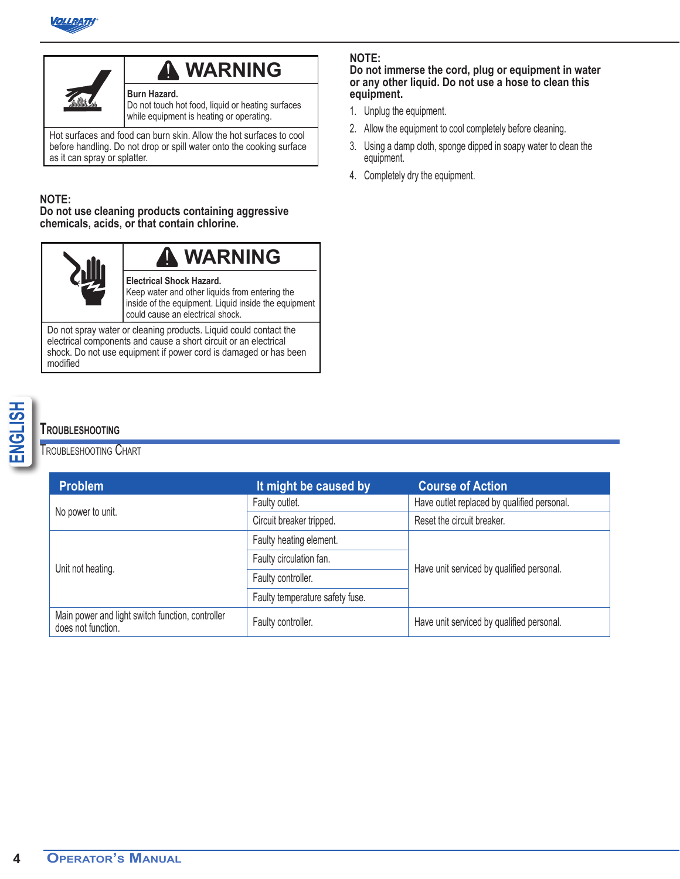**⚠ WARNING**

**Burn Hazard.**
Do not touch hot food, liquid or heating surfaces while equipment is heating or operating.

Hot surfaces and food can burn skin. Allow the hot surfaces to cool before handling. Do not drop or spill water onto the cooking surface as it can spray or splatter.

**NOTE:**
**Do not use cleaning products containing aggressive chemicals, acids, or that contain chlorine.**

**⚠ WARNING**

**Electrical Shock Hazard.**
Keep water and other liquids from entering the inside of the equipment. Liquid inside the equipment could cause an electrical shock.

Do not spray water or cleaning products. Liquid could contact the electrical components and cause a short circuit or an electrical shock. Do not use equipment if power cord is damaged or has been modified

**NOTE:**
**Do not immerse the cord, plug or equipment in water or any other liquid. Do not use a hose to clean this equipment.**

1. Unplug the equipment.
2. Allow the equipment to cool completely before cleaning.
3. Using a damp cloth, sponge dipped in soapy water to clean the equipment.
4. Completely dry the equipment.

## Troubleshooting

### Troubleshooting Chart

| Problem | It might be caused by | Course of Action |
|---|---|---|
| No power to unit. | Faulty outlet. | Have outlet replaced by qualified personal. |
| | Circuit breaker tripped. | Reset the circuit breaker. |
| Unit not heating. | Faulty heating element. | Have unit serviced by qualified personal. |
| | Faulty circulation fan. | |
| | Faulty controller. | |
| | Faulty temperature safety fuse. | |
| Main power and light switch function, controller does not function. | Faulty controller. | Have unit serviced by qualified personal. |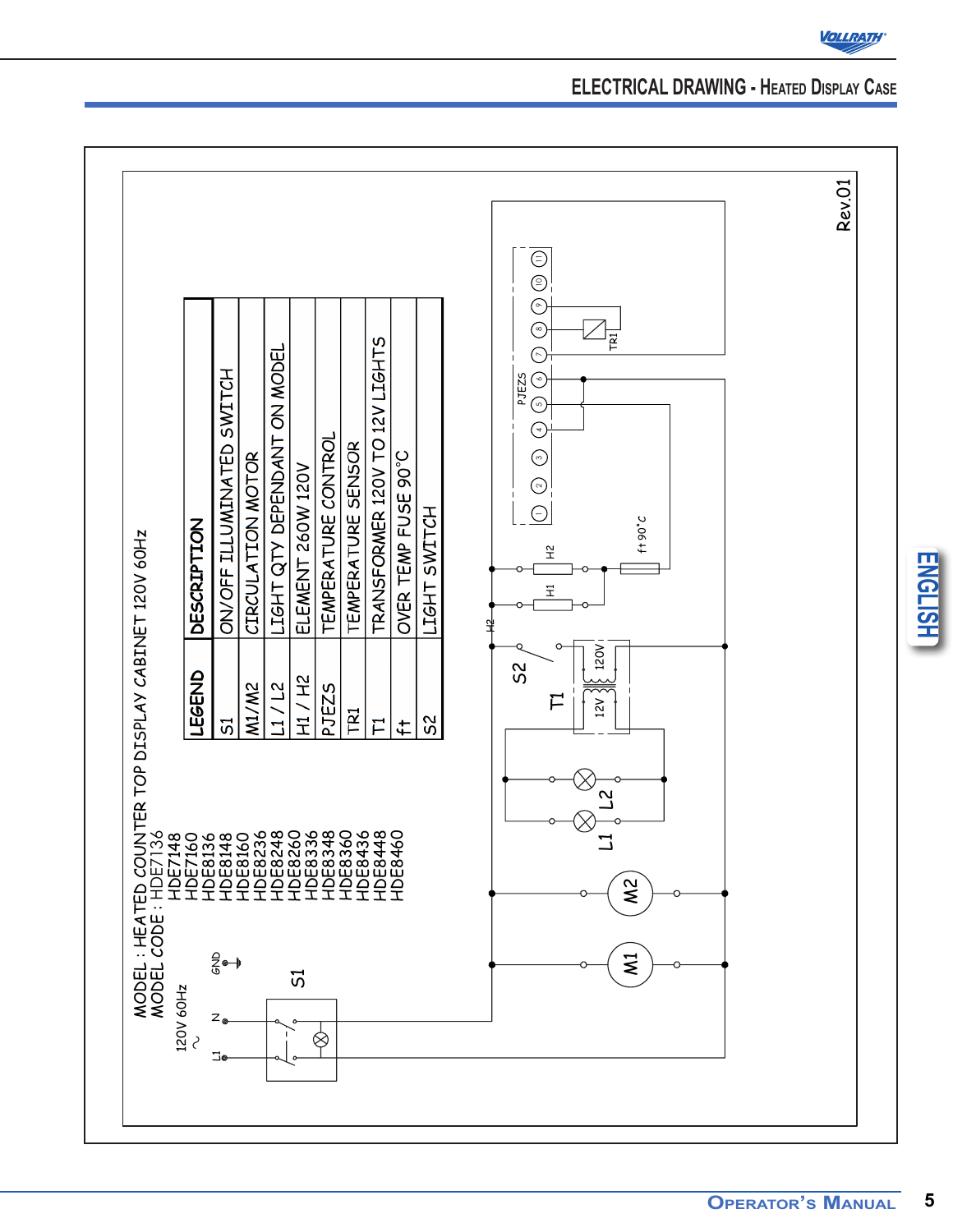## ELECTRICAL DRAWING - HEATED DISPLAY CASE

MODEL : HEATED COUNTER TOP DISPLAY CABINET 120V 60Hz
MODEL CODE : HDE7136
HDE7148
HDE7160
HDE8136
HDE8148
HDE8160
HDE8236
HDE8248
HDE8260
HDE8336
HDE8348
HDE8360
HDE8436
HDE8448
HDE8460

| LEGEND | DESCRIPTION |
|---|---|
| S1 | ON/OFF ILLUMINATED SWITCH |
| M1/M2 | CIRCULATION MOTOR |
| L1 / L2 | LIGHT QTY DEPENDANT ON MODEL |
| H1 / H2 | ELEMENT 260W 120V |
| PJEZS | TEMPERATURE CONTROL |
| TR1 | TEMPERATURE SENSOR |
| T1 | TRANSFORMER 120V TO 12V LIGHTS |
| ft | OVER TEMP FUSE 90°C |
| S2 | LIGHT SWITCH |

120V 60Hz ~ L1 N GND

S1 M1 M2 L1 L2 T1 12V 120V S2 H1 H2 ft 90°C PJEZS TR1

Rev.01

ENGLISH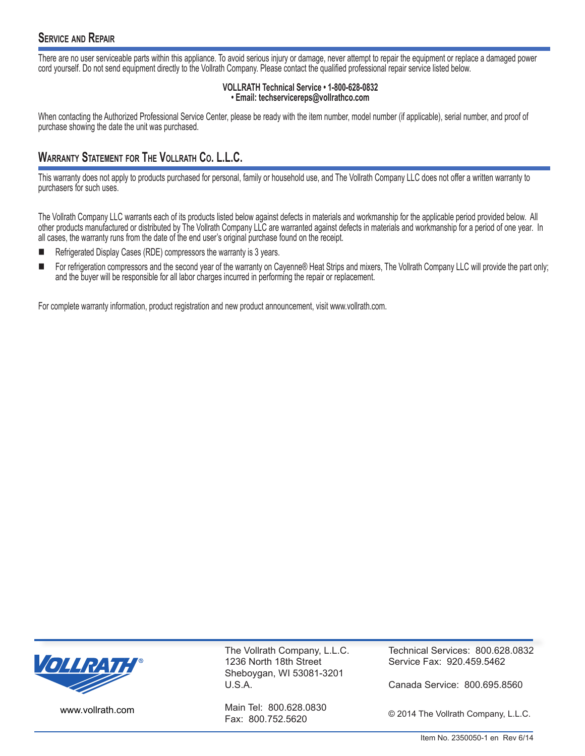## Service and Repair

There are no user serviceable parts within this appliance. To avoid serious injury or damage, never attempt to repair the equipment or replace a damaged power cord yourself. Do not send equipment directly to the Vollrath Company. Please contact the qualified professional repair service listed below.

**VOLLRATH Technical Service • 1-800-628-0832**
**• Email: techservicereps@vollrathco.com**

When contacting the Authorized Professional Service Center, please be ready with the item number, model number (if applicable), serial number, and proof of purchase showing the date the unit was purchased.

## Warranty Statement for The Vollrath Co. L.L.C.

This warranty does not apply to products purchased for personal, family or household use, and The Vollrath Company LLC does not offer a written warranty to purchasers for such uses.

The Vollrath Company LLC warrants each of its products listed below against defects in materials and workmanship for the applicable period provided below. All other products manufactured or distributed by The Vollrath Company LLC are warranted against defects in materials and workmanship for a period of one year. In all cases, the warranty runs from the date of the end user's original purchase found on the receipt.

- Refrigerated Display Cases (RDE) compressors the warranty is 3 years.
- For refrigeration compressors and the second year of the warranty on Cayenne® Heat Strips and mixers, The Vollrath Company LLC will provide the part only; and the buyer will be responsible for all labor charges incurred in performing the repair or replacement.

For complete warranty information, product registration and new product announcement, visit www.vollrath.com.

VOLLRATH®

www.vollrath.com

The Vollrath Company, L.L.C.
1236 North 18th Street
Sheboygan, WI 53081-3201
U.S.A.

Main Tel: 800.628.0830
Fax: 800.752.5620

Technical Services: 800.628.0832
Service Fax: 920.459.5462

Canada Service: 800.695.8560

© 2014 The Vollrath Company, L.L.C.

Item No. 2350050-1 en Rev 6/14